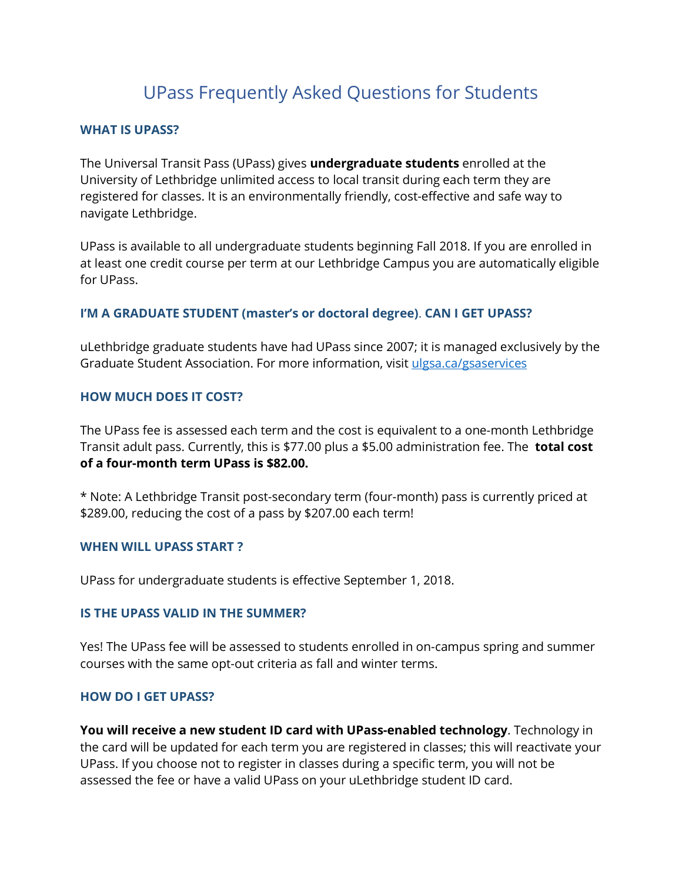# UPass Frequently Asked Questions for Students

### WHAT IS UPASS?

The Universal Transit Pass (UPass) gives **undergraduate students** enrolled at the University of Lethbridge unlimited access to local transit during each term they are registered for classes. It is an environmentally friendly, cost-effective and safe way to navigate Lethbridge.

UPass is available to all undergraduate students beginning Fall 2018. If you are enrolled in at least one credit course per term at our Lethbridge Campus you are automatically eligible for UPass.

### I'M A GRADUATE STUDENT (master's or doctoral degree). CAN I GET UPASS?

uLethbridge graduate students have had UPass since 2007; it is managed exclusively by the Graduate Student Association. For more information, visit [ulgsa.ca/gsaservices](ulgsa.ca/gsaservices)

### HOW MUCH DOES IT COST?

The UPass fee is assessed each term and the cost is equivalent to a one-month Lethbridge Transit adult pass. Currently, this is $77.00 plus a $5.00 administration fee. The **total cost of a four-month term UPass is $82.00.**

* Note: A Lethbridge Transit post-secondary term (four-month) pass is currently priced at $289.00, reducing the cost of a pass by $207.00 each term!

### WHEN WILL UPASS START ?

UPass for undergraduate students is effective September 1, 2018.

### IS THE UPASS VALID IN THE SUMMER?

Yes! The UPass fee will be assessed to students enrolled in on-campus spring and summer courses with the same opt-out criteria as fall and winter terms.

### HOW DO I GET UPASS?

**You will receive a new student ID card with UPass-enabled technology**. Technology in the card will be updated for each term you are registered in classes; this will reactivate your UPass. If you choose not to register in classes during a specific term, you will not be assessed the fee or have a valid UPass on your uLethbridge student ID card.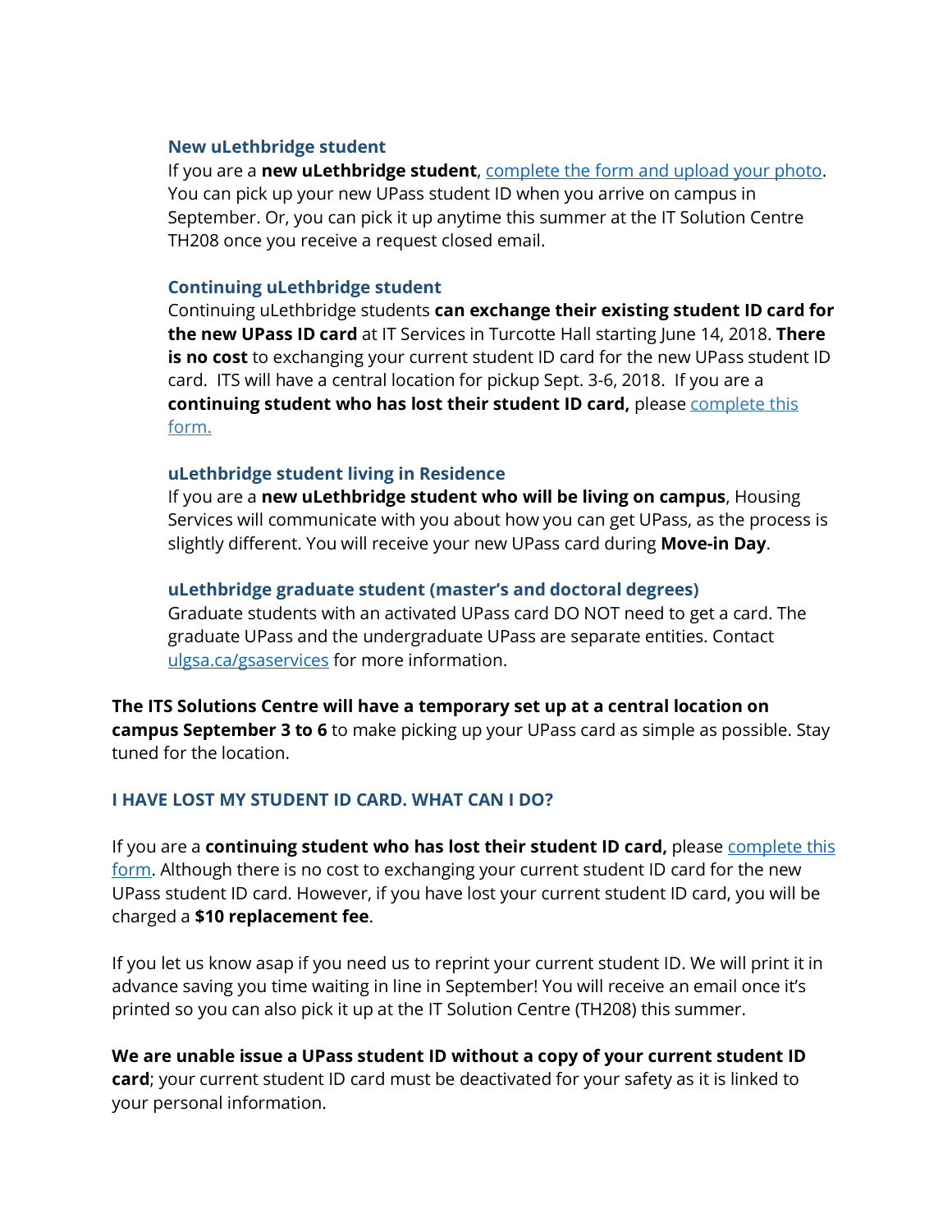### New uLethbridge student

If you are a **new uLethbridge student**, [complete the form and upload your photo](). You can pick up your new UPass student ID when you arrive on campus in September. Or, you can pick it up anytime this summer at the IT Solution Centre TH208 once you receive a request closed email.

### Continuing uLethbridge student

Continuing uLethbridge students **can exchange their existing student ID card for the new UPass ID card** at IT Services in Turcotte Hall starting June 14, 2018. **There is no cost** to exchanging your current student ID card for the new UPass student ID card. ITS will have a central location for pickup Sept. 3-6, 2018. If you are a **continuing student who has lost their student ID card,** please [complete this form.]()

### uLethbridge student living in Residence

If you are a **new uLethbridge student who will be living on campus**, Housing Services will communicate with you about how you can get UPass, as the process is slightly different. You will receive your new UPass card during **Move-in Day**.

### uLethbridge graduate student (master's and doctoral degrees)

Graduate students with an activated UPass card DO NOT need to get a card. The graduate UPass and the undergraduate UPass are separate entities. Contact [ulgsa.ca/gsaservices]() for more information.

**The ITS Solutions Centre will have a temporary set up at a central location on campus September 3 to 6** to make picking up your UPass card as simple as possible. Stay tuned for the location.

## I HAVE LOST MY STUDENT ID CARD. WHAT CAN I DO?

If you are a **continuing student who has lost their student ID card,** please [complete this form](). Although there is no cost to exchanging your current student ID card for the new UPass student ID card. However, if you have lost your current student ID card, you will be charged a **$10 replacement fee**.

If you let us know asap if you need us to reprint your current student ID. We will print it in advance saving you time waiting in line in September! You will receive an email once it's printed so you can also pick it up at the IT Solution Centre (TH208) this summer.

**We are unable issue a UPass student ID without a copy of your current student ID card**; your current student ID card must be deactivated for your safety as it is linked to your personal information.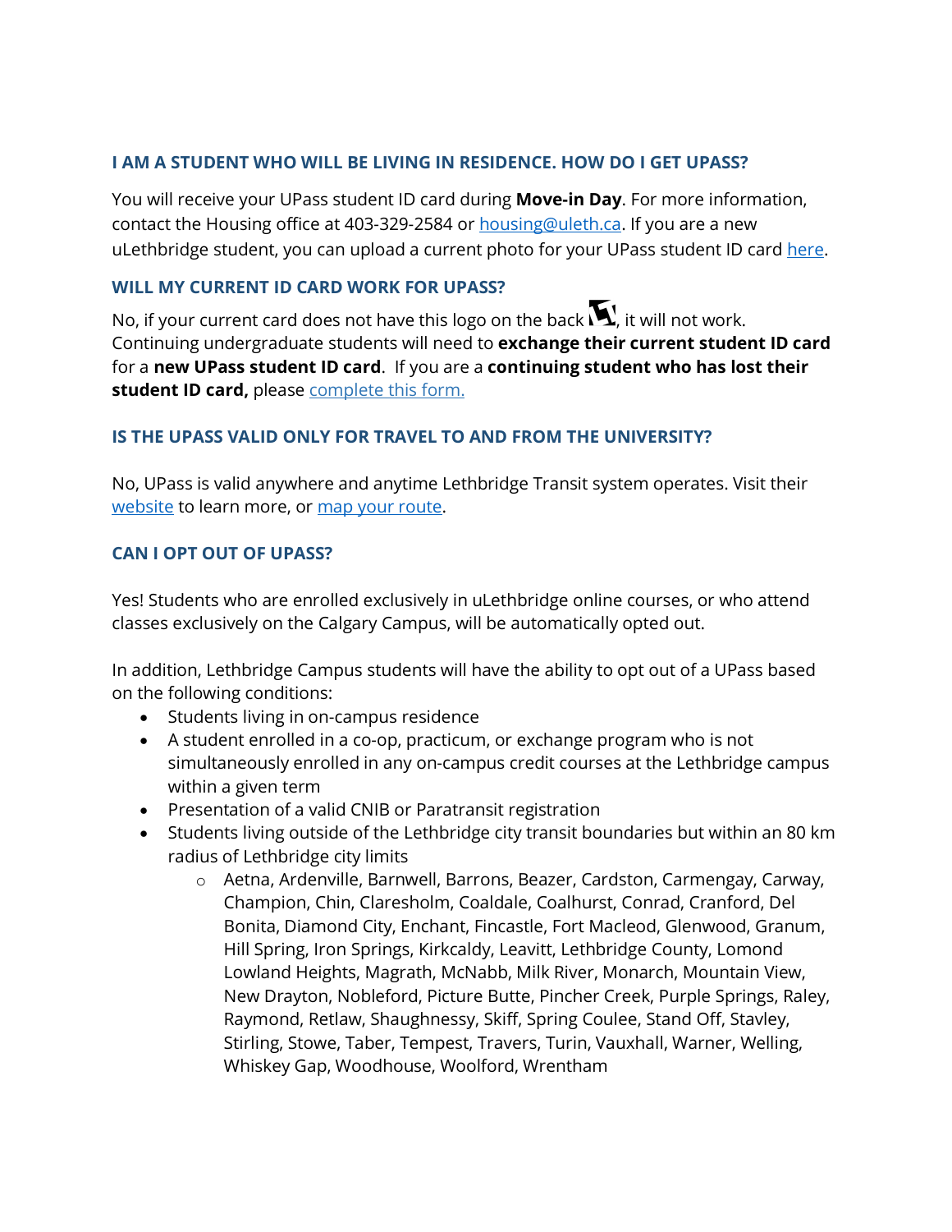### I AM A STUDENT WHO WILL BE LIVING IN RESIDENCE. HOW DO I GET UPASS?

You will receive your UPass student ID card during **Move-in Day**. For more information, contact the Housing office at 403-329-2584 or [housing@uleth.ca](mailto:housing@uleth.ca). If you are a new uLethbridge student, you can upload a current photo for your UPass student ID card [here](#).

### WILL MY CURRENT ID CARD WORK FOR UPASS?

No, if your current card does not have this logo on the back, it will not work. Continuing undergraduate students will need to **exchange their current student ID card** for a **new UPass student ID card**. If you are a **continuing student who has lost their student ID card,** please [complete this form.](#)

### IS THE UPASS VALID ONLY FOR TRAVEL TO AND FROM THE UNIVERSITY?

No, UPass is valid anywhere and anytime Lethbridge Transit system operates. Visit their [website](#) to learn more, or [map your route](#).

### CAN I OPT OUT OF UPASS?

Yes! Students who are enrolled exclusively in uLethbridge online courses, or who attend classes exclusively on the Calgary Campus, will be automatically opted out.

In addition, Lethbridge Campus students will have the ability to opt out of a UPass based on the following conditions:

- Students living in on-campus residence
- A student enrolled in a co-op, practicum, or exchange program who is not simultaneously enrolled in any on-campus credit courses at the Lethbridge campus within a given term
- Presentation of a valid CNIB or Paratransit registration
- Students living outside of the Lethbridge city transit boundaries but within an 80 km radius of Lethbridge city limits
  - Aetna, Ardenville, Barnwell, Barrons, Beazer, Cardston, Carmengay, Carway, Champion, Chin, Claresholm, Coaldale, Coalhurst, Conrad, Cranford, Del Bonita, Diamond City, Enchant, Fincastle, Fort Macleod, Glenwood, Granum, Hill Spring, Iron Springs, Kirkcaldy, Leavitt, Lethbridge County, Lomond Lowland Heights, Magrath, McNabb, Milk River, Monarch, Mountain View, New Drayton, Nobleford, Picture Butte, Pincher Creek, Purple Springs, Raley, Raymond, Retlaw, Shaughnessy, Skiff, Spring Coulee, Stand Off, Stavley, Stirling, Stowe, Taber, Tempest, Travers, Turin, Vauxhall, Warner, Welling, Whiskey Gap, Woodhouse, Woolford, Wrentham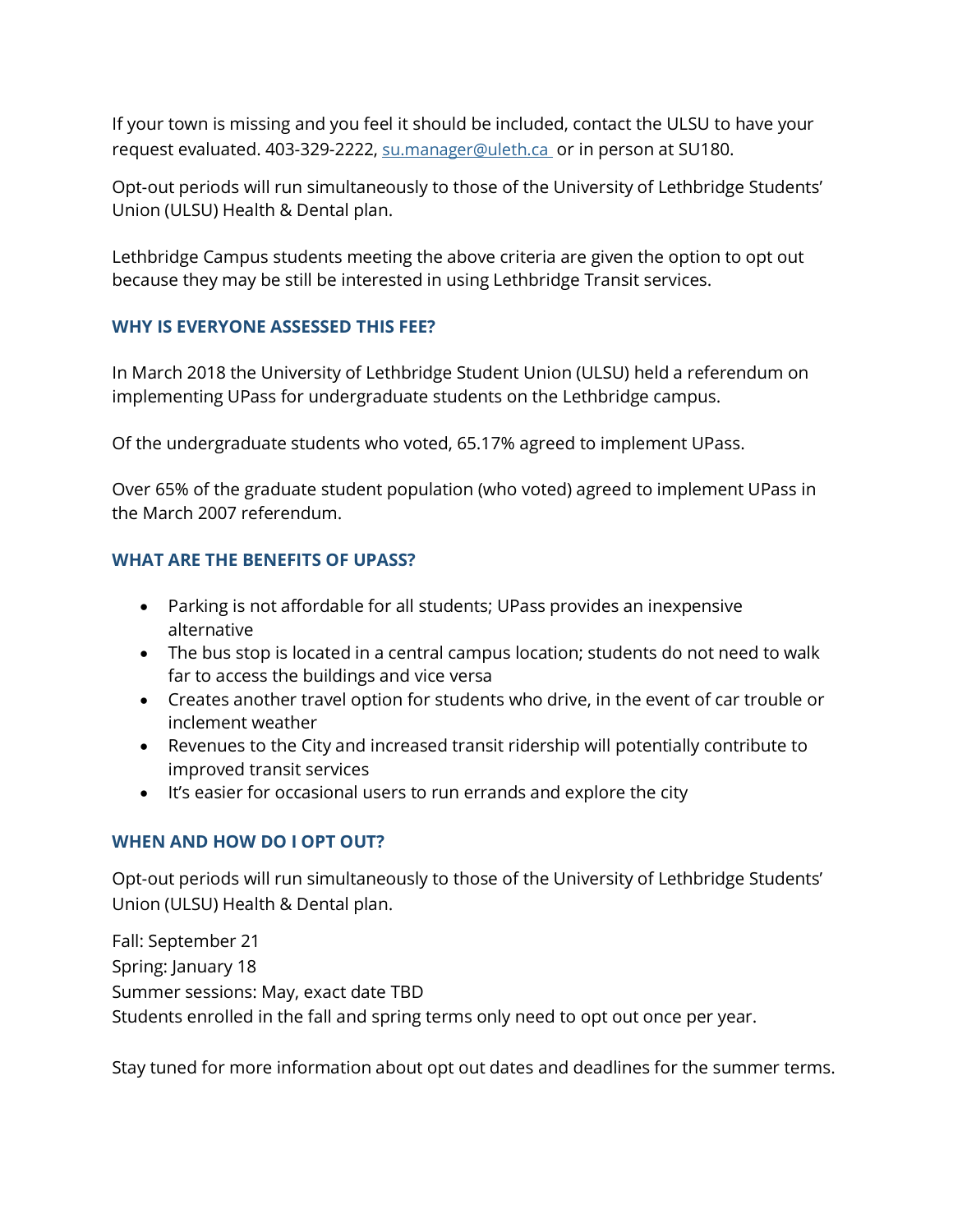If your town is missing and you feel it should be included, contact the ULSU to have your request evaluated. 403-329-2222, su.manager@uleth.ca or in person at SU180.

Opt-out periods will run simultaneously to those of the University of Lethbridge Students' Union (ULSU) Health & Dental plan.

Lethbridge Campus students meeting the above criteria are given the option to opt out because they may be still be interested in using Lethbridge Transit services.

### WHY IS EVERYONE ASSESSED THIS FEE?

In March 2018 the University of Lethbridge Student Union (ULSU) held a referendum on implementing UPass for undergraduate students on the Lethbridge campus.

Of the undergraduate students who voted, 65.17% agreed to implement UPass.

Over 65% of the graduate student population (who voted) agreed to implement UPass in the March 2007 referendum.

### WHAT ARE THE BENEFITS OF UPASS?

- Parking is not affordable for all students; UPass provides an inexpensive alternative
- The bus stop is located in a central campus location; students do not need to walk far to access the buildings and vice versa
- Creates another travel option for students who drive, in the event of car trouble or inclement weather
- Revenues to the City and increased transit ridership will potentially contribute to improved transit services
- It's easier for occasional users to run errands and explore the city

### WHEN AND HOW DO I OPT OUT?

Opt-out periods will run simultaneously to those of the University of Lethbridge Students' Union (ULSU) Health & Dental plan.

Fall: September 21
Spring: January 18
Summer sessions: May, exact date TBD
Students enrolled in the fall and spring terms only need to opt out once per year.

Stay tuned for more information about opt out dates and deadlines for the summer terms.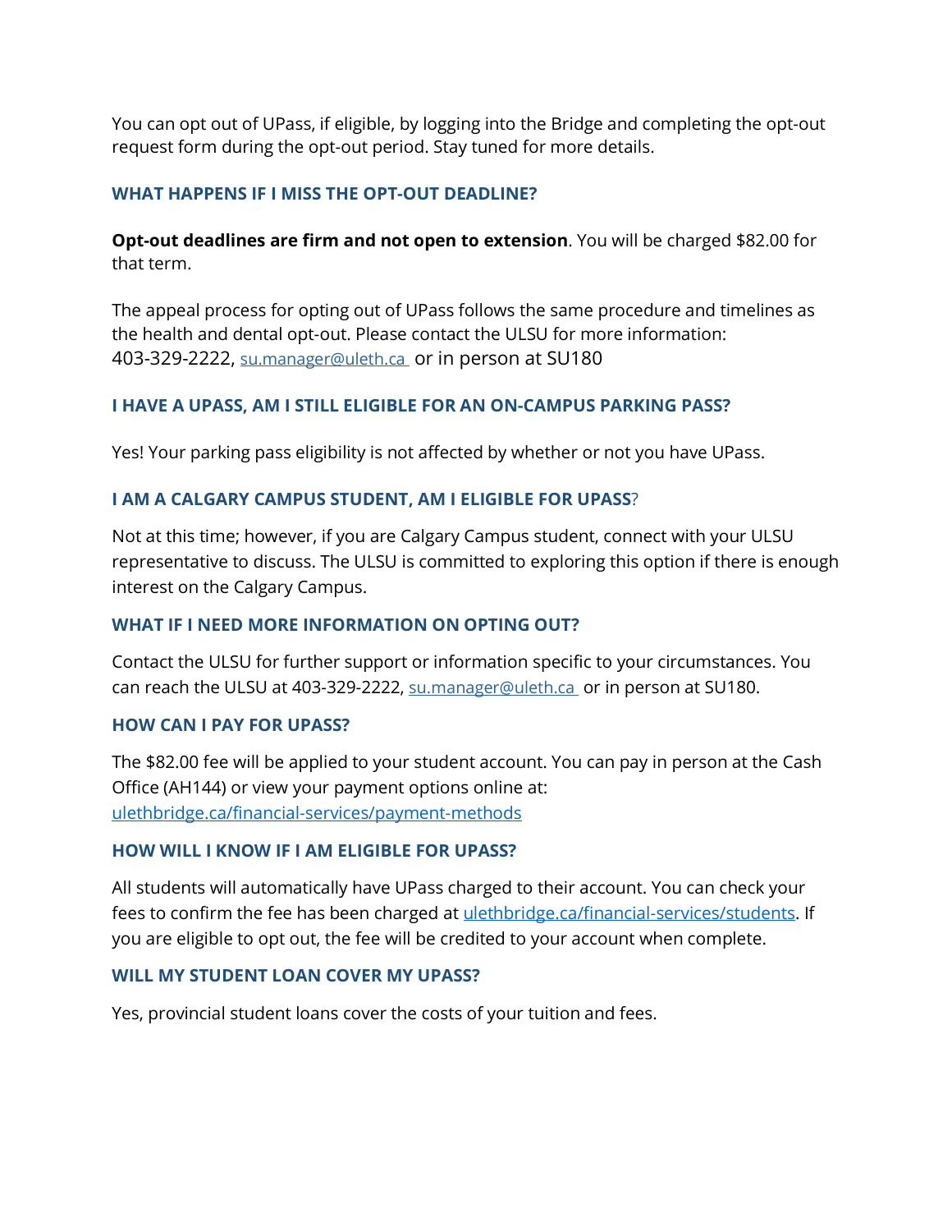You can opt out of UPass, if eligible, by logging into the Bridge and completing the opt-out request form during the opt-out period. Stay tuned for more details.

### WHAT HAPPENS IF I MISS THE OPT-OUT DEADLINE?

**Opt-out deadlines are firm and not open to extension**. You will be charged $82.00 for that term.

The appeal process for opting out of UPass follows the same procedure and timelines as the health and dental opt-out. Please contact the ULSU for more information: 403-329-2222, [su.manager@uleth.ca](mailto:su.manager@uleth.ca) or in person at SU180

### I HAVE A UPASS, AM I STILL ELIGIBLE FOR AN ON-CAMPUS PARKING PASS?

Yes! Your parking pass eligibility is not affected by whether or not you have UPass.

### I AM A CALGARY CAMPUS STUDENT, AM I ELIGIBLE FOR UPASS?

Not at this time; however, if you are Calgary Campus student, connect with your ULSU representative to discuss. The ULSU is committed to exploring this option if there is enough interest on the Calgary Campus.

### WHAT IF I NEED MORE INFORMATION ON OPTING OUT?

Contact the ULSU for further support or information specific to your circumstances. You can reach the ULSU at 403-329-2222, [su.manager@uleth.ca](mailto:su.manager@uleth.ca) or in person at SU180.

### HOW CAN I PAY FOR UPASS?

The $82.00 fee will be applied to your student account. You can pay in person at the Cash Office (AH144) or view your payment options online at: [ulethbridge.ca/financial-services/payment-methods](https://ulethbridge.ca/financial-services/payment-methods)

### HOW WILL I KNOW IF I AM ELIGIBLE FOR UPASS?

All students will automatically have UPass charged to their account. You can check your fees to confirm the fee has been charged at [ulethbridge.ca/financial-services/students](https://ulethbridge.ca/financial-services/students). If you are eligible to opt out, the fee will be credited to your account when complete.

### WILL MY STUDENT LOAN COVER MY UPASS?

Yes, provincial student loans cover the costs of your tuition and fees.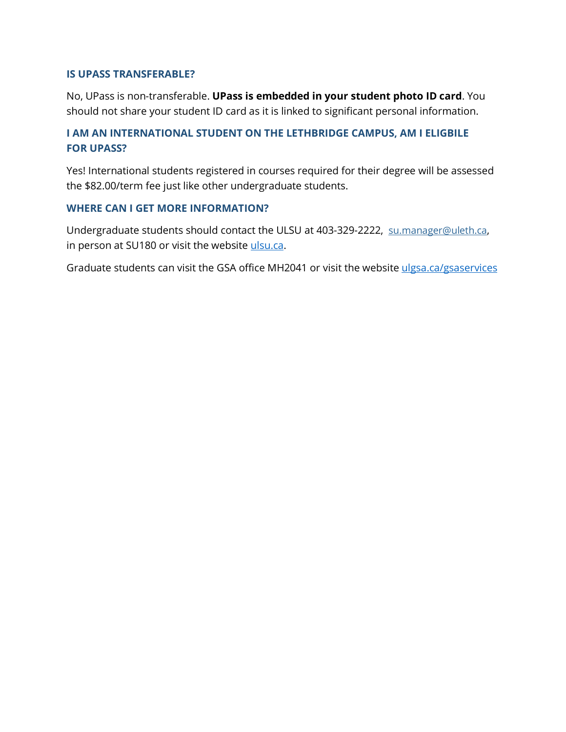### IS UPASS TRANSFERABLE?

No, UPass is non-transferable. **UPass is embedded in your student photo ID card**. You should not share your student ID card as it is linked to significant personal information.

### I AM AN INTERNATIONAL STUDENT ON THE LETHBRIDGE CAMPUS, AM I ELIGBILE FOR UPASS?

Yes! International students registered in courses required for their degree will be assessed the $82.00/term fee just like other undergraduate students.

### WHERE CAN I GET MORE INFORMATION?

Undergraduate students should contact the ULSU at 403-329-2222, [su.manager@uleth.ca](mailto:su.manager@uleth.ca), in person at SU180 or visit the website [ulsu.ca](ulsu.ca).

Graduate students can visit the GSA office MH2041 or visit the website [ulgsa.ca/gsaservices](ulgsa.ca/gsaservices)